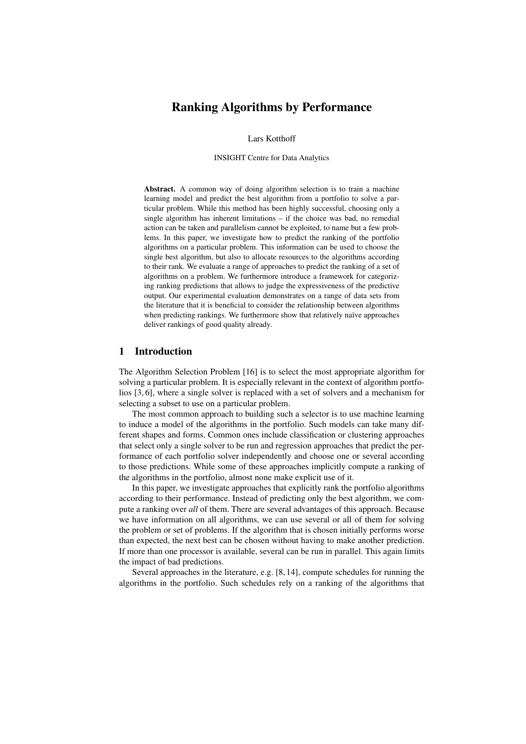# Ranking Algorithms by Performance

Lars Kotthoff

INSIGHT Centre for Data Analytics

**Abstract.** A common way of doing algorithm selection is to train a machine learning model and predict the best algorithm from a portfolio to solve a particular problem. While this method has been highly successful, choosing only a single algorithm has inherent limitations – if the choice was bad, no remedial action can be taken and parallelism cannot be exploited, to name but a few problems. In this paper, we investigate how to predict the ranking of the portfolio algorithms on a particular problem. This information can be used to choose the single best algorithm, but also to allocate resources to the algorithms according to their rank. We evaluate a range of approaches to predict the ranking of a set of algorithms on a problem. We furthermore introduce a framework for categorizing ranking predictions that allows to judge the expressiveness of the predictive output. Our experimental evaluation demonstrates on a range of data sets from the literature that it is beneficial to consider the relationship between algorithms when predicting rankings. We furthermore show that relatively naïve approaches deliver rankings of good quality already.

## 1 Introduction

The Algorithm Selection Problem [16] is to select the most appropriate algorithm for solving a particular problem. It is especially relevant in the context of algorithm portfolios [3, 6], where a single solver is replaced with a set of solvers and a mechanism for selecting a subset to use on a particular problem.

The most common approach to building such a selector is to use machine learning to induce a model of the algorithms in the portfolio. Such models can take many different shapes and forms. Common ones include classification or clustering approaches that select only a single solver to be run and regression approaches that predict the performance of each portfolio solver independently and choose one or several according to those predictions. While some of these approaches implicitly compute a ranking of the algorithms in the portfolio, almost none make explicit use of it.

In this paper, we investigate approaches that explicitly rank the portfolio algorithms according to their performance. Instead of predicting only the best algorithm, we compute a ranking over *all* of them. There are several advantages of this approach. Because we have information on all algorithms, we can use several or all of them for solving the problem or set of problems. If the algorithm that is chosen initially performs worse than expected, the next best can be chosen without having to make another prediction. If more than one processor is available, several can be run in parallel. This again limits the impact of bad predictions.

Several approaches in the literature, e.g. [8, 14], compute schedules for running the algorithms in the portfolio. Such schedules rely on a ranking of the algorithms that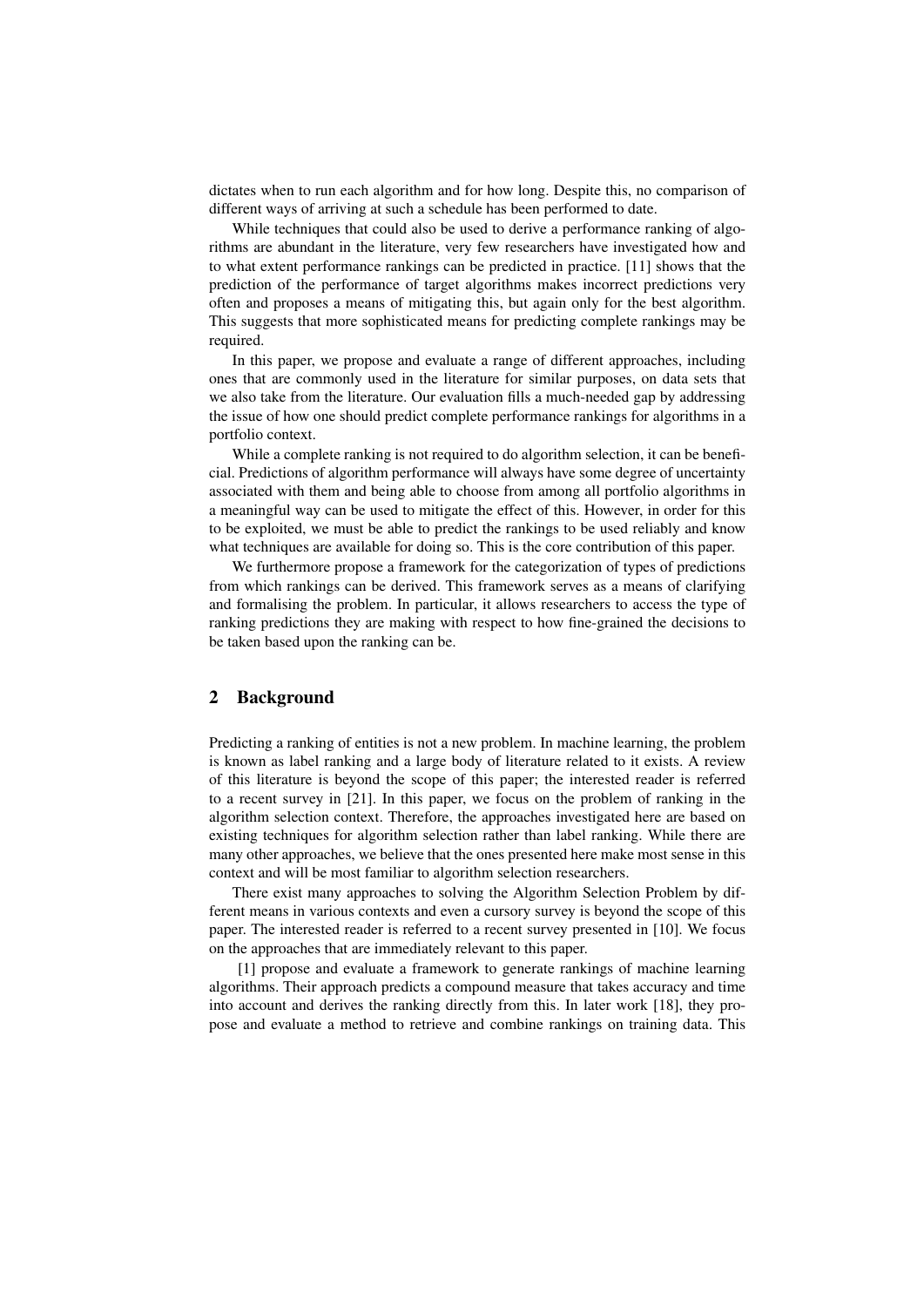dictates when to run each algorithm and for how long. Despite this, no comparison of different ways of arriving at such a schedule has been performed to date.

While techniques that could also be used to derive a performance ranking of algorithms are abundant in the literature, very few researchers have investigated how and to what extent performance rankings can be predicted in practice. [11] shows that the prediction of the performance of target algorithms makes incorrect predictions very often and proposes a means of mitigating this, but again only for the best algorithm. This suggests that more sophisticated means for predicting complete rankings may be required.

In this paper, we propose and evaluate a range of different approaches, including ones that are commonly used in the literature for similar purposes, on data sets that we also take from the literature. Our evaluation fills a much-needed gap by addressing the issue of how one should predict complete performance rankings for algorithms in a portfolio context.

While a complete ranking is not required to do algorithm selection, it can be beneficial. Predictions of algorithm performance will always have some degree of uncertainty associated with them and being able to choose from among all portfolio algorithms in a meaningful way can be used to mitigate the effect of this. However, in order for this to be exploited, we must be able to predict the rankings to be used reliably and know what techniques are available for doing so. This is the core contribution of this paper.

We furthermore propose a framework for the categorization of types of predictions from which rankings can be derived. This framework serves as a means of clarifying and formalising the problem. In particular, it allows researchers to access the type of ranking predictions they are making with respect to how fine-grained the decisions to be taken based upon the ranking can be.

## 2 Background

Predicting a ranking of entities is not a new problem. In machine learning, the problem is known as label ranking and a large body of literature related to it exists. A review of this literature is beyond the scope of this paper; the interested reader is referred to a recent survey in [21]. In this paper, we focus on the problem of ranking in the algorithm selection context. Therefore, the approaches investigated here are based on existing techniques for algorithm selection rather than label ranking. While there are many other approaches, we believe that the ones presented here make most sense in this context and will be most familiar to algorithm selection researchers.

There exist many approaches to solving the Algorithm Selection Problem by different means in various contexts and even a cursory survey is beyond the scope of this paper. The interested reader is referred to a recent survey presented in [10]. We focus on the approaches that are immediately relevant to this paper.

[1] propose and evaluate a framework to generate rankings of machine learning algorithms. Their approach predicts a compound measure that takes accuracy and time into account and derives the ranking directly from this. In later work [18], they propose and evaluate a method to retrieve and combine rankings on training data. This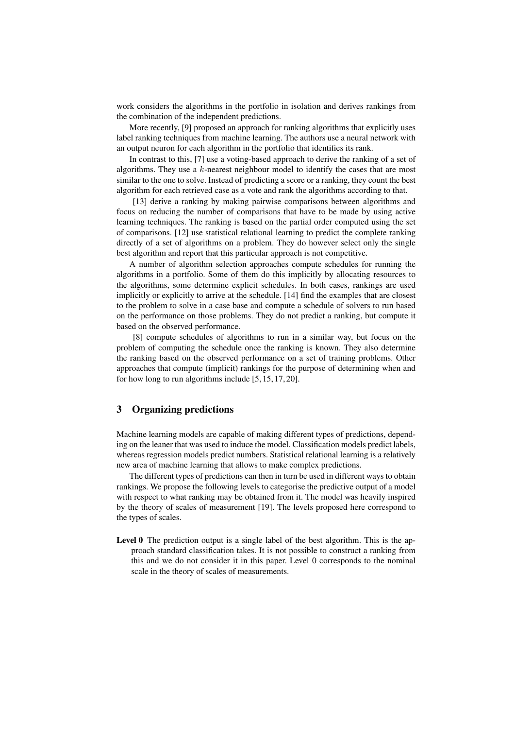work considers the algorithms in the portfolio in isolation and derives rankings from the combination of the independent predictions.

More recently, [9] proposed an approach for ranking algorithms that explicitly uses label ranking techniques from machine learning. The authors use a neural network with an output neuron for each algorithm in the portfolio that identifies its rank.

In contrast to this, [7] use a voting-based approach to derive the ranking of a set of algorithms. They use a $k$-nearest neighbour model to identify the cases that are most similar to the one to solve. Instead of predicting a score or a ranking, they count the best algorithm for each retrieved case as a vote and rank the algorithms according to that.

[13] derive a ranking by making pairwise comparisons between algorithms and focus on reducing the number of comparisons that have to be made by using active learning techniques. The ranking is based on the partial order computed using the set of comparisons. [12] use statistical relational learning to predict the complete ranking directly of a set of algorithms on a problem. They do however select only the single best algorithm and report that this particular approach is not competitive.

A number of algorithm selection approaches compute schedules for running the algorithms in a portfolio. Some of them do this implicitly by allocating resources to the algorithms, some determine explicit schedules. In both cases, rankings are used implicitly or explicitly to arrive at the schedule. [14] find the examples that are closest to the problem to solve in a case base and compute a schedule of solvers to run based on the performance on those problems. They do not predict a ranking, but compute it based on the observed performance.

[8] compute schedules of algorithms to run in a similar way, but focus on the problem of computing the schedule once the ranking is known. They also determine the ranking based on the observed performance on a set of training problems. Other approaches that compute (implicit) rankings for the purpose of determining when and for how long to run algorithms include [5, 15, 17, 20].

## 3 Organizing predictions

Machine learning models are capable of making different types of predictions, depending on the leaner that was used to induce the model. Classification models predict labels, whereas regression models predict numbers. Statistical relational learning is a relatively new area of machine learning that allows to make complex predictions.

The different types of predictions can then in turn be used in different ways to obtain rankings. We propose the following levels to categorise the predictive output of a model with respect to what ranking may be obtained from it. The model was heavily inspired by the theory of scales of measurement [19]. The levels proposed here correspond to the types of scales.

**Level 0** The prediction output is a single label of the best algorithm. This is the approach standard classification takes. It is not possible to construct a ranking from this and we do not consider it in this paper. Level 0 corresponds to the nominal scale in the theory of scales of measurements.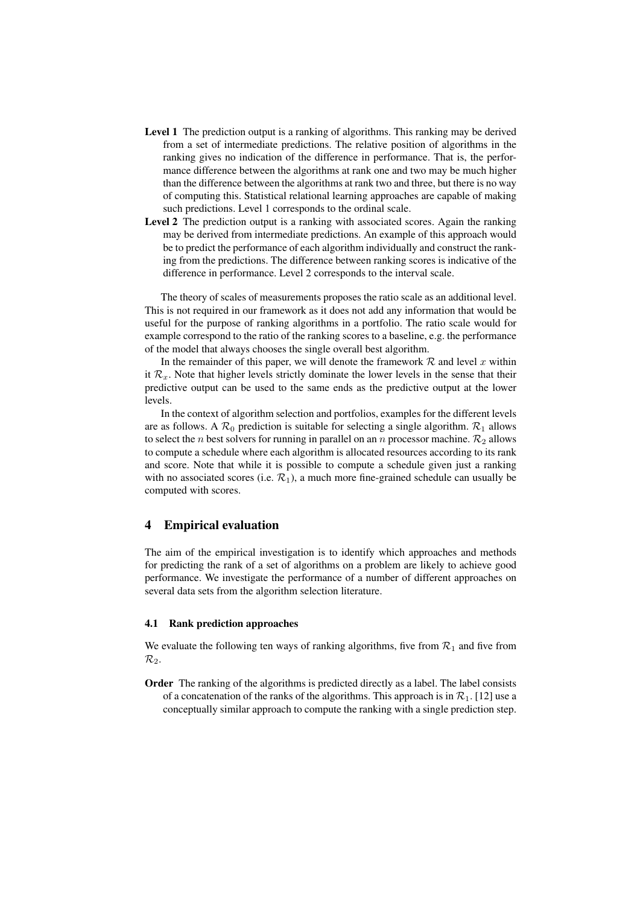**Level 1** The prediction output is a ranking of algorithms. This ranking may be derived from a set of intermediate predictions. The relative position of algorithms in the ranking gives no indication of the difference in performance. That is, the performance difference between the algorithms at rank one and two may be much higher than the difference between the algorithms at rank two and three, but there is no way of computing this. Statistical relational learning approaches are capable of making such predictions. Level 1 corresponds to the ordinal scale.

**Level 2** The prediction output is a ranking with associated scores. Again the ranking may be derived from intermediate predictions. An example of this approach would be to predict the performance of each algorithm individually and construct the ranking from the predictions. The difference between ranking scores is indicative of the difference in performance. Level 2 corresponds to the interval scale.

The theory of scales of measurements proposes the ratio scale as an additional level. This is not required in our framework as it does not add any information that would be useful for the purpose of ranking algorithms in a portfolio. The ratio scale would for example correspond to the ratio of the ranking scores to a baseline, e.g. the performance of the model that always chooses the single overall best algorithm.

In the remainder of this paper, we will denote the framework $\mathcal{R}$ and level $x$ within it $\mathcal{R}_x$. Note that higher levels strictly dominate the lower levels in the sense that their predictive output can be used to the same ends as the predictive output at the lower levels.

In the context of algorithm selection and portfolios, examples for the different levels are as follows. A $\mathcal{R}_0$ prediction is suitable for selecting a single algorithm. $\mathcal{R}_1$ allows to select the $n$ best solvers for running in parallel on an $n$ processor machine. $\mathcal{R}_2$ allows to compute a schedule where each algorithm is allocated resources according to its rank and score. Note that while it is possible to compute a schedule given just a ranking with no associated scores (i.e. $\mathcal{R}_1$), a much more fine-grained schedule can usually be computed with scores.

## 4 Empirical evaluation

The aim of the empirical investigation is to identify which approaches and methods for predicting the rank of a set of algorithms on a problem are likely to achieve good performance. We investigate the performance of a number of different approaches on several data sets from the algorithm selection literature.

### 4.1 Rank prediction approaches

We evaluate the following ten ways of ranking algorithms, five from $\mathcal{R}_1$ and five from $\mathcal{R}_2$.

**Order** The ranking of the algorithms is predicted directly as a label. The label consists of a concatenation of the ranks of the algorithms. This approach is in $\mathcal{R}_1$. [12] use a conceptually similar approach to compute the ranking with a single prediction step.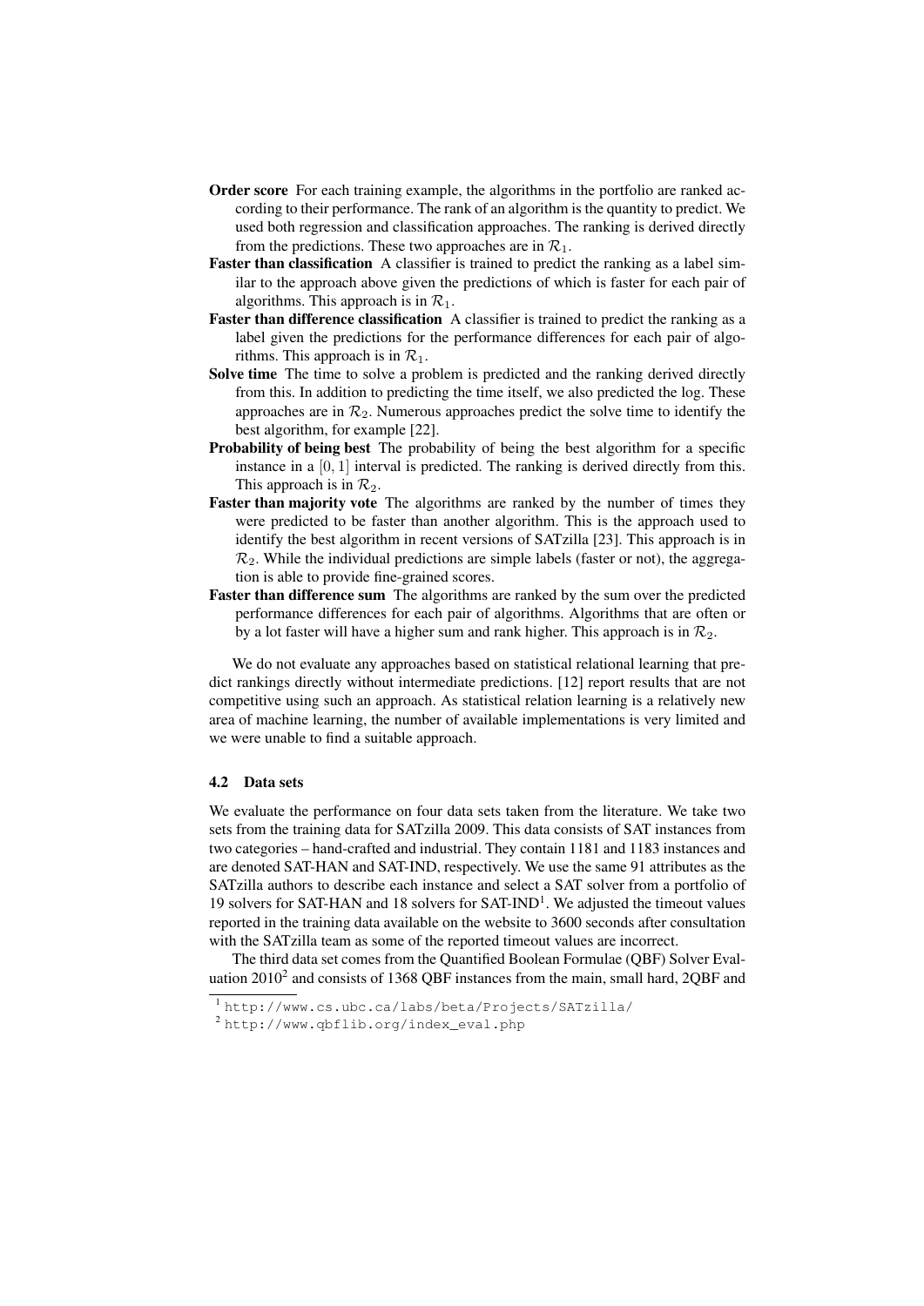**Order score** For each training example, the algorithms in the portfolio are ranked according to their performance. The rank of an algorithm is the quantity to predict. We used both regression and classification approaches. The ranking is derived directly from the predictions. These two approaches are in $\mathcal{R}_1$.

**Faster than classification** A classifier is trained to predict the ranking as a label similar to the approach above given the predictions of which is faster for each pair of algorithms. This approach is in $\mathcal{R}_1$.

**Faster than difference classification** A classifier is trained to predict the ranking as a label given the predictions for the performance differences for each pair of algorithms. This approach is in $\mathcal{R}_1$.

**Solve time** The time to solve a problem is predicted and the ranking derived directly from this. In addition to predicting the time itself, we also predicted the log. These approaches are in $\mathcal{R}_2$. Numerous approaches predict the solve time to identify the best algorithm, for example [22].

**Probability of being best** The probability of being the best algorithm for a specific instance in a $[0, 1]$ interval is predicted. The ranking is derived directly from this. This approach is in $\mathcal{R}_2$.

**Faster than majority vote** The algorithms are ranked by the number of times they were predicted to be faster than another algorithm. This is the approach used to identify the best algorithm in recent versions of SATzilla [23]. This approach is in $\mathcal{R}_2$. While the individual predictions are simple labels (faster or not), the aggregation is able to provide fine-grained scores.

**Faster than difference sum** The algorithms are ranked by the sum over the predicted performance differences for each pair of algorithms. Algorithms that are often or by a lot faster will have a higher sum and rank higher. This approach is in $\mathcal{R}_2$.

We do not evaluate any approaches based on statistical relational learning that predict rankings directly without intermediate predictions. [12] report results that are not competitive using such an approach. As statistical relation learning is a relatively new area of machine learning, the number of available implementations is very limited and we were unable to find a suitable approach.

### 4.2 Data sets

We evaluate the performance on four data sets taken from the literature. We take two sets from the training data for SATzilla 2009. This data consists of SAT instances from two categories – hand-crafted and industrial. They contain 1181 and 1183 instances and are denoted SAT-HAN and SAT-IND, respectively. We use the same 91 attributes as the SATzilla authors to describe each instance and select a SAT solver from a portfolio of 19 solvers for SAT-HAN and 18 solvers for SAT-IND[1]. We adjusted the timeout values reported in the training data available on the website to 3600 seconds after consultation with the SATzilla team as some of the reported timeout values are incorrect.

The third data set comes from the Quantified Boolean Formulae (QBF) Solver Evaluation 2010[2] and consists of 1368 QBF instances from the main, small hard, 2QBF and

[1] http://www.cs.ubc.ca/labs/beta/Projects/SATzilla/

[2] http://www.qbflib.org/index_eval.php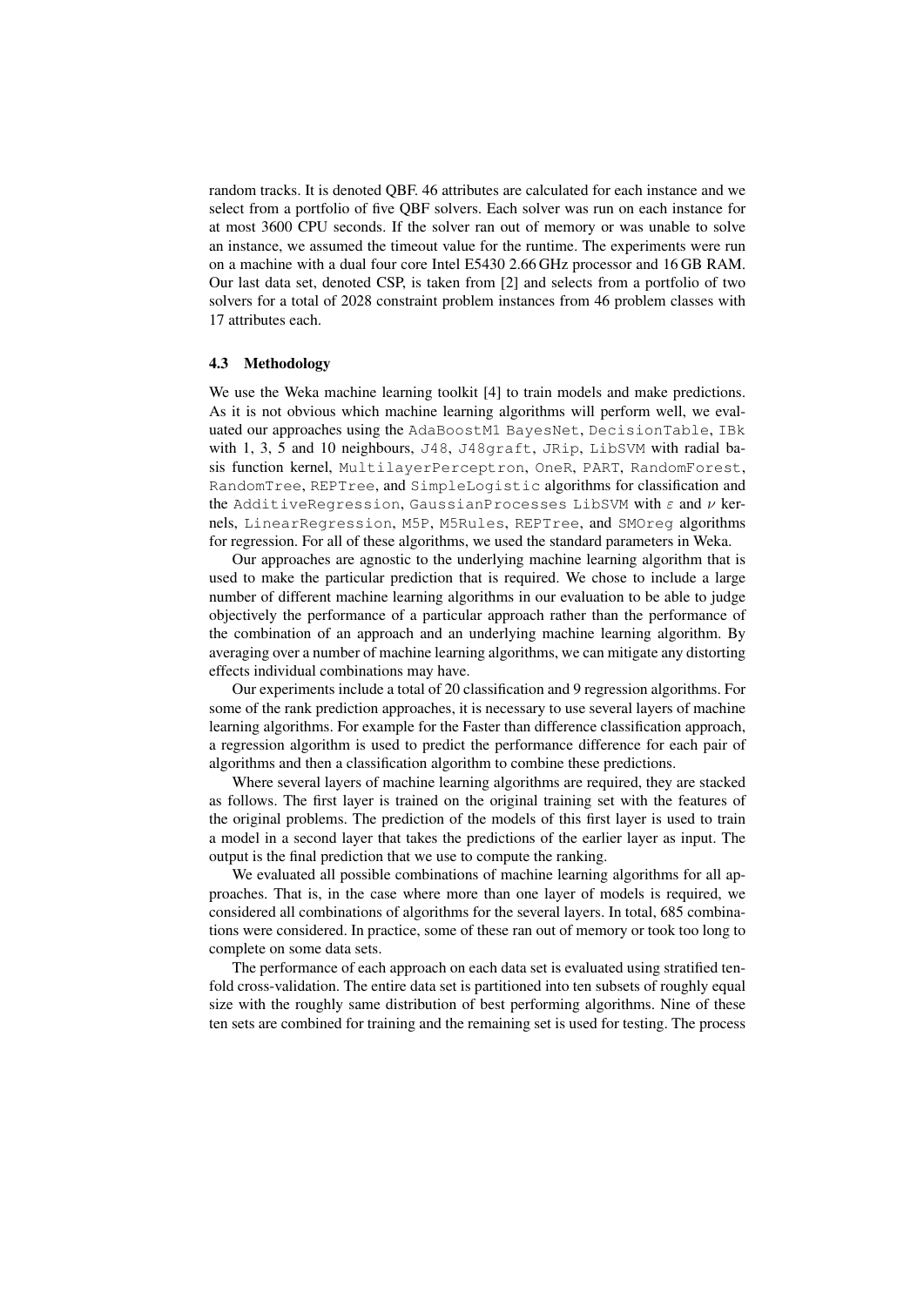random tracks. It is denoted QBF. 46 attributes are calculated for each instance and we select from a portfolio of five QBF solvers. Each solver was run on each instance for at most 3600 CPU seconds. If the solver ran out of memory or was unable to solve an instance, we assumed the timeout value for the runtime. The experiments were run on a machine with a dual four core Intel E5430 2.66 GHz processor and 16 GB RAM. Our last data set, denoted CSP, is taken from [2] and selects from a portfolio of two solvers for a total of 2028 constraint problem instances from 46 problem classes with 17 attributes each.

### 4.3 Methodology

We use the Weka machine learning toolkit [4] to train models and make predictions. As it is not obvious which machine learning algorithms will perform well, we evaluated our approaches using the `AdaBoostM1` `BayesNet`, `DecisionTable`, `IBk` with 1, 3, 5 and 10 neighbours, `J48`, `J48graft`, `JRip`, `LibSVM` with radial basis function kernel, `MultilayerPerceptron`, `OneR`, `PART`, `RandomForest`, `RandomTree`, `REPTree`, and `SimpleLogistic` algorithms for classification and the `AdditiveRegression`, `GaussianProcesses` `LibSVM` with $\varepsilon$ and $\nu$ kernels, `LinearRegression`, `M5P`, `M5Rules`, `REPTree`, and `SMOreg` algorithms for regression. For all of these algorithms, we used the standard parameters in Weka.

Our approaches are agnostic to the underlying machine learning algorithm that is used to make the particular prediction that is required. We chose to include a large number of different machine learning algorithms in our evaluation to be able to judge objectively the performance of a particular approach rather than the performance of the combination of an approach and an underlying machine learning algorithm. By averaging over a number of machine learning algorithms, we can mitigate any distorting effects individual combinations may have.

Our experiments include a total of 20 classification and 9 regression algorithms. For some of the rank prediction approaches, it is necessary to use several layers of machine learning algorithms. For example for the Faster than difference classification approach, a regression algorithm is used to predict the performance difference for each pair of algorithms and then a classification algorithm to combine these predictions.

Where several layers of machine learning algorithms are required, they are stacked as follows. The first layer is trained on the original training set with the features of the original problems. The prediction of the models of this first layer is used to train a model in a second layer that takes the predictions of the earlier layer as input. The output is the final prediction that we use to compute the ranking.

We evaluated all possible combinations of machine learning algorithms for all approaches. That is, in the case where more than one layer of models is required, we considered all combinations of algorithms for the several layers. In total, 685 combinations were considered. In practice, some of these ran out of memory or took too long to complete on some data sets.

The performance of each approach on each data set is evaluated using stratified ten-fold cross-validation. The entire data set is partitioned into ten subsets of roughly equal size with the roughly same distribution of best performing algorithms. Nine of these ten sets are combined for training and the remaining set is used for testing. The process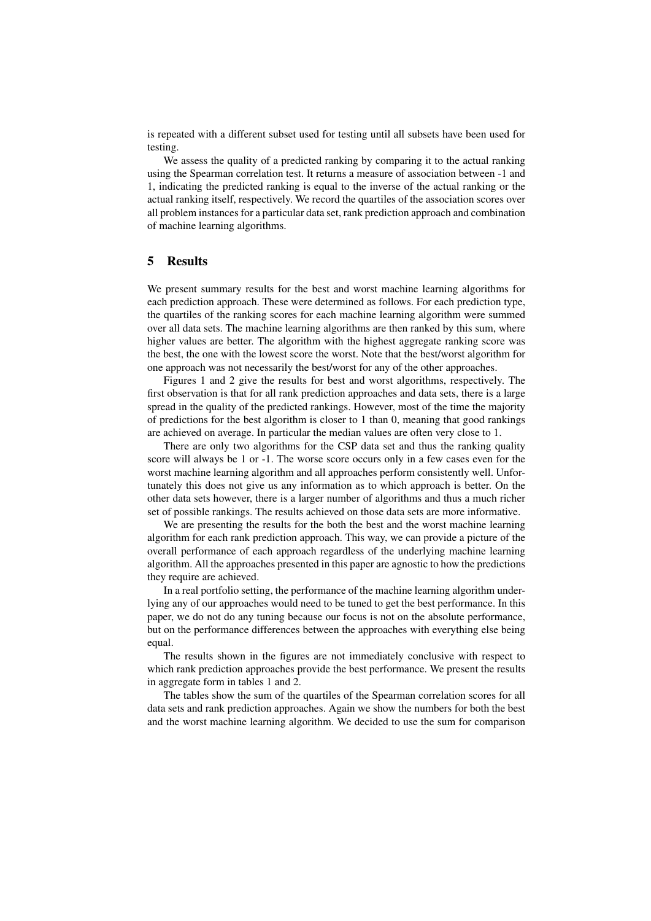is repeated with a different subset used for testing until all subsets have been used for testing.

We assess the quality of a predicted ranking by comparing it to the actual ranking using the Spearman correlation test. It returns a measure of association between -1 and 1, indicating the predicted ranking is equal to the inverse of the actual ranking or the actual ranking itself, respectively. We record the quartiles of the association scores over all problem instances for a particular data set, rank prediction approach and combination of machine learning algorithms.

## 5 Results

We present summary results for the best and worst machine learning algorithms for each prediction approach. These were determined as follows. For each prediction type, the quartiles of the ranking scores for each machine learning algorithm were summed over all data sets. The machine learning algorithms are then ranked by this sum, where higher values are better. The algorithm with the highest aggregate ranking score was the best, the one with the lowest score the worst. Note that the best/worst algorithm for one approach was not necessarily the best/worst for any of the other approaches.

Figures 1 and 2 give the results for best and worst algorithms, respectively. The first observation is that for all rank prediction approaches and data sets, there is a large spread in the quality of the predicted rankings. However, most of the time the majority of predictions for the best algorithm is closer to 1 than 0, meaning that good rankings are achieved on average. In particular the median values are often very close to 1.

There are only two algorithms for the CSP data set and thus the ranking quality score will always be 1 or -1. The worse score occurs only in a few cases even for the worst machine learning algorithm and all approaches perform consistently well. Unfortunately this does not give us any information as to which approach is better. On the other data sets however, there is a larger number of algorithms and thus a much richer set of possible rankings. The results achieved on those data sets are more informative.

We are presenting the results for the both the best and the worst machine learning algorithm for each rank prediction approach. This way, we can provide a picture of the overall performance of each approach regardless of the underlying machine learning algorithm. All the approaches presented in this paper are agnostic to how the predictions they require are achieved.

In a real portfolio setting, the performance of the machine learning algorithm underlying any of our approaches would need to be tuned to get the best performance. In this paper, we do not do any tuning because our focus is not on the absolute performance, but on the performance differences between the approaches with everything else being equal.

The results shown in the figures are not immediately conclusive with respect to which rank prediction approaches provide the best performance. We present the results in aggregate form in tables 1 and 2.

The tables show the sum of the quartiles of the Spearman correlation scores for all data sets and rank prediction approaches. Again we show the numbers for both the best and the worst machine learning algorithm. We decided to use the sum for comparison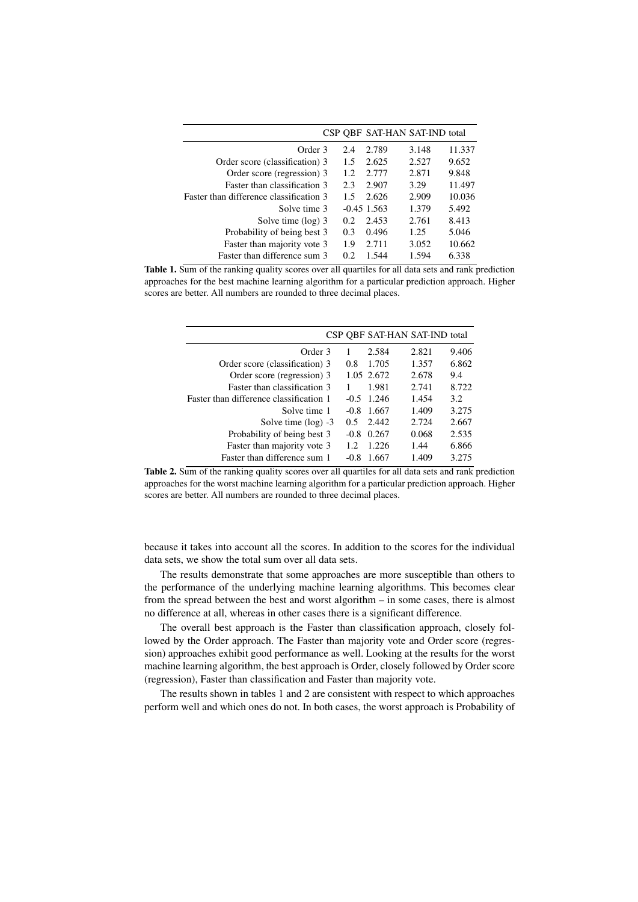| | CSP | QBF | SAT-HAN | SAT-IND | total |
|---|---|---|---|---|---|
| Order 3 | 2.4 | 2.789 | 3.148 | 11.337 |
| Order score (classification) 3 | 1.5 | 2.625 | 2.527 | 9.652 |
| Order score (regression) 3 | 1.2 | 2.777 | 2.871 | 9.848 |
| Faster than classification 3 | 2.3 | 2.907 | 3.29 | 11.497 |
| Faster than difference classification 3 | 1.5 | 2.626 | 2.909 | 10.036 |
| Solve time 3 | -0.45 | 1.563 | 1.379 | 5.492 |
| Solve time (log) 3 | 0.2 | 2.453 | 2.761 | 8.413 |
| Probability of being best 3 | 0.3 | 0.496 | 1.25 | 5.046 |
| Faster than majority vote 3 | 1.9 | 2.711 | 3.052 | 10.662 |
| Faster than difference sum 3 | 0.2 | 1.544 | 1.594 | 6.338 |

**Table 1.** Sum of the ranking quality scores over all quartiles for all data sets and rank prediction approaches for the best machine learning algorithm for a particular prediction approach. Higher scores are better. All numbers are rounded to three decimal places.

| | CSP | QBF | SAT-HAN | SAT-IND | total |
|---|---|---|---|---|---|
| Order 3 | 1 | 2.584 | 2.821 | 9.406 |
| Order score (classification) 3 | 0.8 | 1.705 | 1.357 | 6.862 |
| Order score (regression) 3 | 1.05 | 2.672 | 2.678 | 9.4 |
| Faster than classification 3 | 1 | 1.981 | 2.741 | 8.722 |
| Faster than difference classification 1 | -0.5 | 1.246 | 1.454 | 3.2 |
| Solve time 1 | -0.8 | 1.667 | 1.409 | 3.275 |
| Solve time (log) -3 | 0.5 | 2.442 | 2.724 | 2.667 |
| Probability of being best 3 | -0.8 | 0.267 | 0.068 | 2.535 |
| Faster than majority vote 3 | 1.2 | 1.226 | 1.44 | 6.866 |
| Faster than difference sum 1 | -0.8 | 1.667 | 1.409 | 3.275 |

**Table 2.** Sum of the ranking quality scores over all quartiles for all data sets and rank prediction approaches for the worst machine learning algorithm for a particular prediction approach. Higher scores are better. All numbers are rounded to three decimal places.

because it takes into account all the scores. In addition to the scores for the individual data sets, we show the total sum over all data sets.

The results demonstrate that some approaches are more susceptible than others to the performance of the underlying machine learning algorithms. This becomes clear from the spread between the best and worst algorithm – in some cases, there is almost no difference at all, whereas in other cases there is a significant difference.

The overall best approach is the Faster than classification approach, closely followed by the Order approach. The Faster than majority vote and Order score (regression) approaches exhibit good performance as well. Looking at the results for the worst machine learning algorithm, the best approach is Order, closely followed by Order score (regression), Faster than classification and Faster than majority vote.

The results shown in tables 1 and 2 are consistent with respect to which approaches perform well and which ones do not. In both cases, the worst approach is Probability of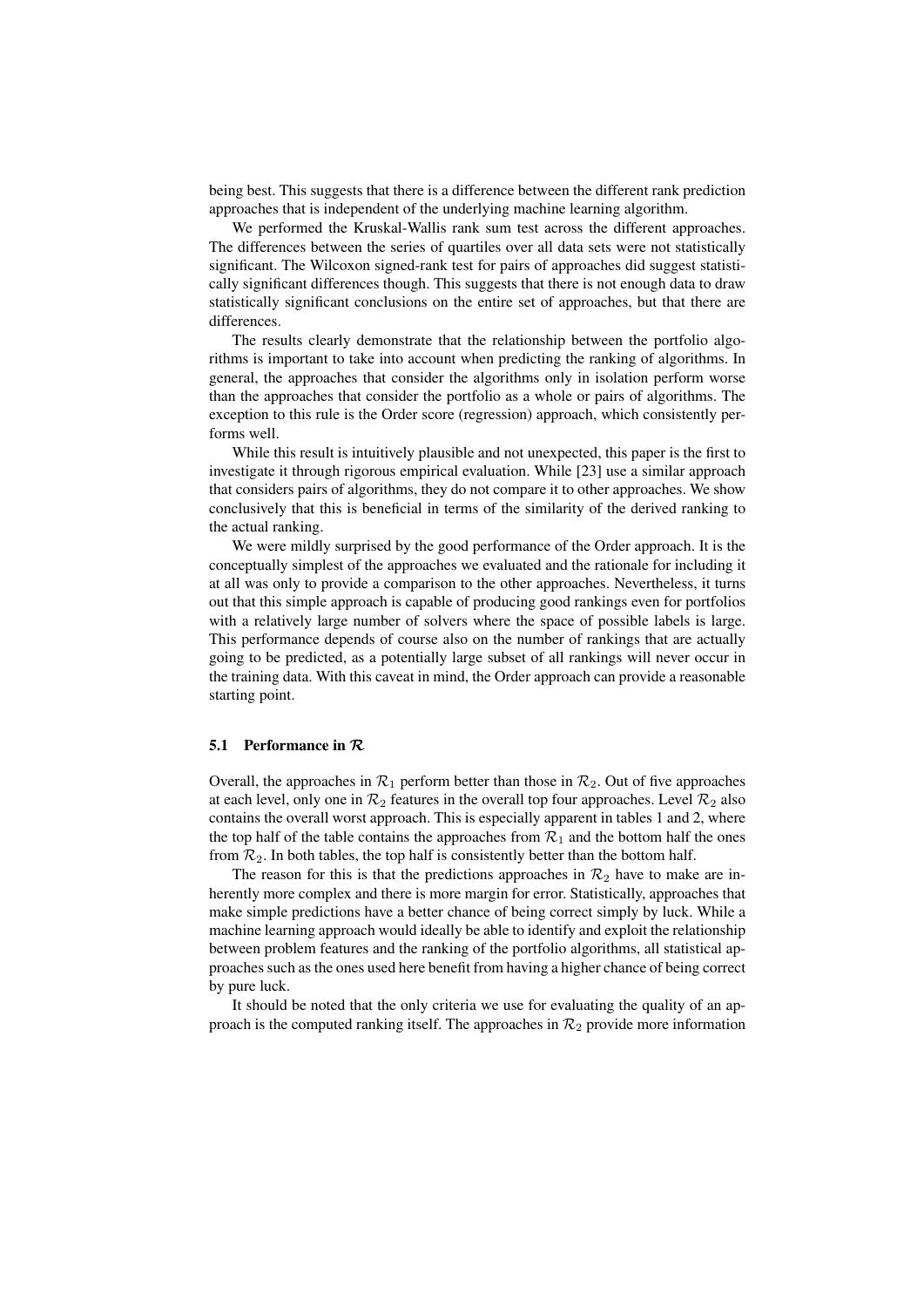being best. This suggests that there is a difference between the different rank prediction approaches that is independent of the underlying machine learning algorithm.

We performed the Kruskal-Wallis rank sum test across the different approaches. The differences between the series of quartiles over all data sets were not statistically significant. The Wilcoxon signed-rank test for pairs of approaches did suggest statistically significant differences though. This suggests that there is not enough data to draw statistically significant conclusions on the entire set of approaches, but that there are differences.

The results clearly demonstrate that the relationship between the portfolio algorithms is important to take into account when predicting the ranking of algorithms. In general, the approaches that consider the algorithms only in isolation perform worse than the approaches that consider the portfolio as a whole or pairs of algorithms. The exception to this rule is the Order score (regression) approach, which consistently performs well.

While this result is intuitively plausible and not unexpected, this paper is the first to investigate it through rigorous empirical evaluation. While [23] use a similar approach that considers pairs of algorithms, they do not compare it to other approaches. We show conclusively that this is beneficial in terms of the similarity of the derived ranking to the actual ranking.

We were mildly surprised by the good performance of the Order approach. It is the conceptually simplest of the approaches we evaluated and the rationale for including it at all was only to provide a comparison to the other approaches. Nevertheless, it turns out that this simple approach is capable of producing good rankings even for portfolios with a relatively large number of solvers where the space of possible labels is large. This performance depends of course also on the number of rankings that are actually going to be predicted, as a potentially large subset of all rankings will never occur in the training data. With this caveat in mind, the Order approach can provide a reasonable starting point.

### 5.1 Performance in $\mathcal{R}$

Overall, the approaches in $\mathcal{R}_1$ perform better than those in $\mathcal{R}_2$. Out of five approaches at each level, only one in $\mathcal{R}_2$ features in the overall top four approaches. Level $\mathcal{R}_2$ also contains the overall worst approach. This is especially apparent in tables 1 and 2, where the top half of the table contains the approaches from $\mathcal{R}_1$ and the bottom half the ones from $\mathcal{R}_2$. In both tables, the top half is consistently better than the bottom half.

The reason for this is that the predictions approaches in $\mathcal{R}_2$ have to make are inherently more complex and there is more margin for error. Statistically, approaches that make simple predictions have a better chance of being correct simply by luck. While a machine learning approach would ideally be able to identify and exploit the relationship between problem features and the ranking of the portfolio algorithms, all statistical approaches such as the ones used here benefit from having a higher chance of being correct by pure luck.

It should be noted that the only criteria we use for evaluating the quality of an approach is the computed ranking itself. The approaches in $\mathcal{R}_2$ provide more information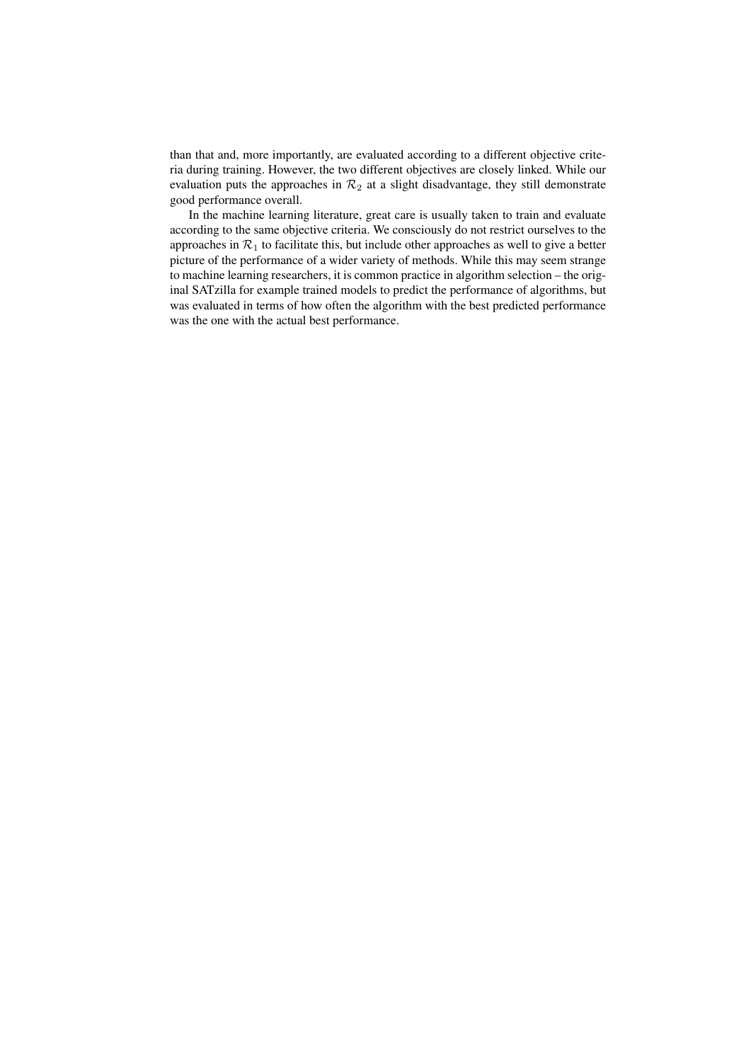than that and, more importantly, are evaluated according to a different objective criteria during training. However, the two different objectives are closely linked. While our evaluation puts the approaches in $\mathcal{R}_2$ at a slight disadvantage, they still demonstrate good performance overall.

In the machine learning literature, great care is usually taken to train and evaluate according to the same objective criteria. We consciously do not restrict ourselves to the approaches in $\mathcal{R}_1$ to facilitate this, but include other approaches as well to give a better picture of the performance of a wider variety of methods. While this may seem strange to machine learning researchers, it is common practice in algorithm selection – the original SATzilla for example trained models to predict the performance of algorithms, but was evaluated in terms of how often the algorithm with the best predicted performance was the one with the actual best performance.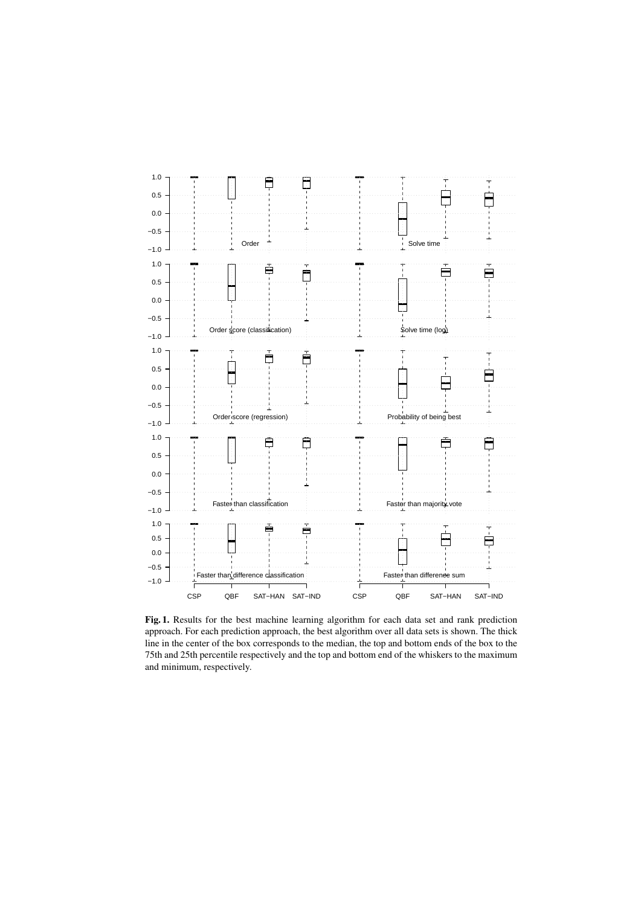1.0
0.5
0.0
−0.5
−1.0

Order

Solve time

Order score (classification)

Solve time (log)

Order score (regression)

Probability of being best

Faster than classification

Faster than majority vote

Faster than difference classification

Faster than difference sum

CSP QBF SAT−HAN SAT−IND CSP QBF SAT−HAN SAT−IND

**Fig. 1.** Results for the best machine learning algorithm for each data set and rank prediction approach. For each prediction approach, the best algorithm over all data sets is shown. The thick line in the center of the box corresponds to the median, the top and bottom ends of the box to the 75th and 25th percentile respectively and the top and bottom end of the whiskers to the maximum and minimum, respectively.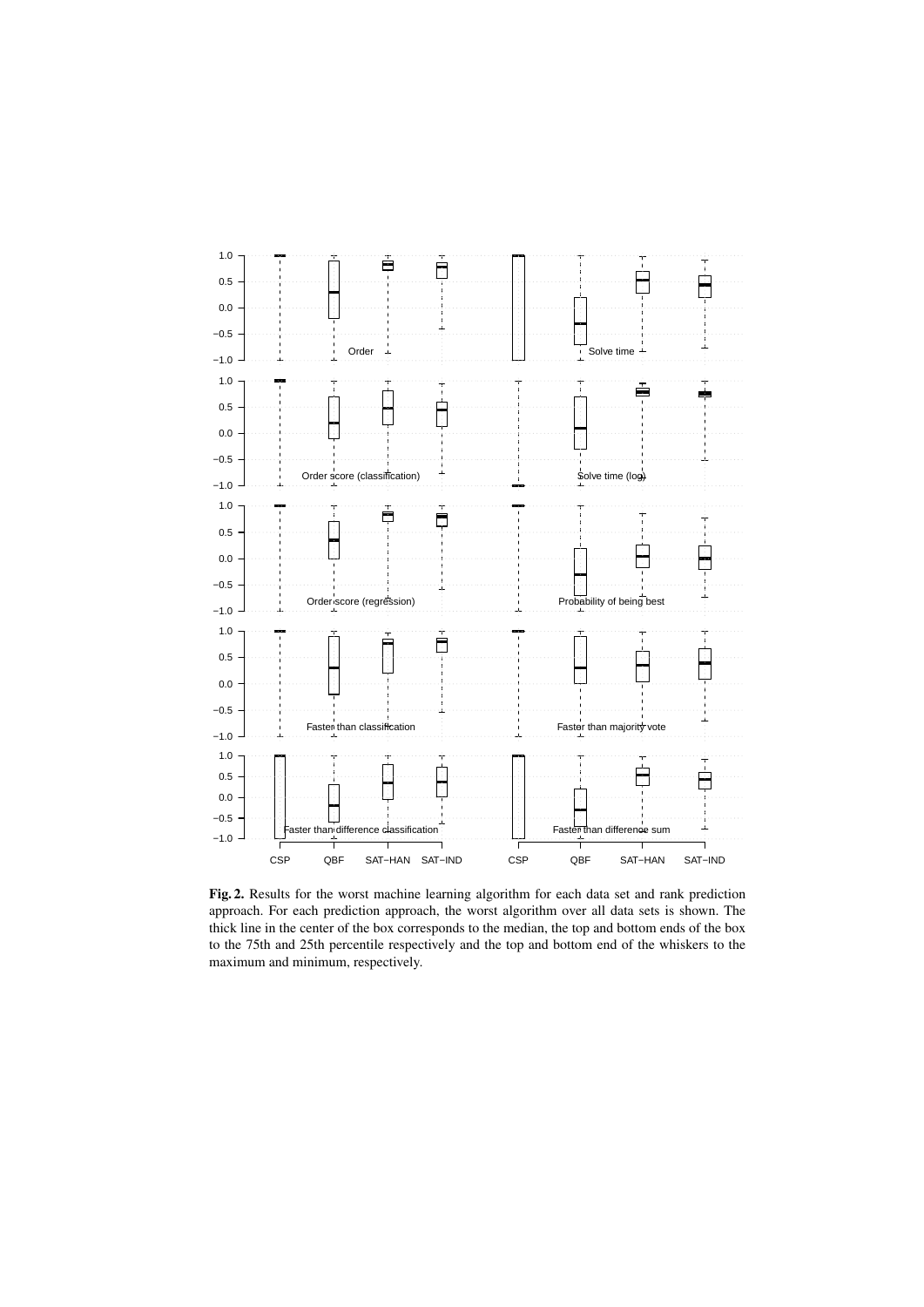1.0
0.5
0.0
−0.5
−1.0

Order

Solve time

Order score (classification)

Solve time (log)

Order score (regression)

Probability of being best

Faster than classification

Faster than majority vote

Faster than difference classification

Faster than difference sum

CSP QBF SAT−HAN SAT−IND CSP QBF SAT−HAN SAT−IND

**Fig. 2.** Results for the worst machine learning algorithm for each data set and rank prediction approach. For each prediction approach, the worst algorithm over all data sets is shown. The thick line in the center of the box corresponds to the median, the top and bottom ends of the box to the 75th and 25th percentile respectively and the top and bottom end of the whiskers to the maximum and minimum, respectively.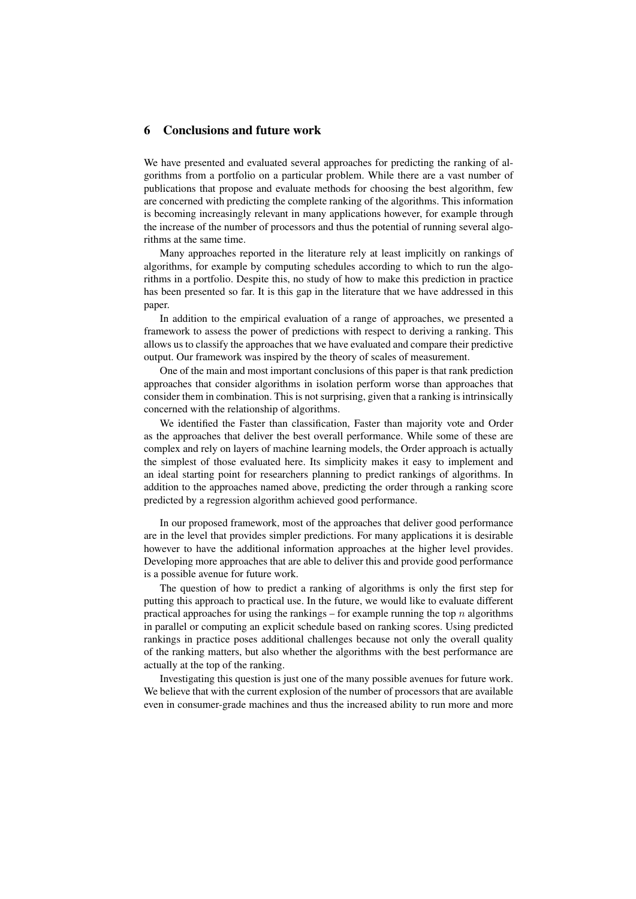## 6 Conclusions and future work

We have presented and evaluated several approaches for predicting the ranking of algorithms from a portfolio on a particular problem. While there are a vast number of publications that propose and evaluate methods for choosing the best algorithm, few are concerned with predicting the complete ranking of the algorithms. This information is becoming increasingly relevant in many applications however, for example through the increase of the number of processors and thus the potential of running several algorithms at the same time.

Many approaches reported in the literature rely at least implicitly on rankings of algorithms, for example by computing schedules according to which to run the algorithms in a portfolio. Despite this, no study of how to make this prediction in practice has been presented so far. It is this gap in the literature that we have addressed in this paper.

In addition to the empirical evaluation of a range of approaches, we presented a framework to assess the power of predictions with respect to deriving a ranking. This allows us to classify the approaches that we have evaluated and compare their predictive output. Our framework was inspired by the theory of scales of measurement.

One of the main and most important conclusions of this paper is that rank prediction approaches that consider algorithms in isolation perform worse than approaches that consider them in combination. This is not surprising, given that a ranking is intrinsically concerned with the relationship of algorithms.

We identified the Faster than classification, Faster than majority vote and Order as the approaches that deliver the best overall performance. While some of these are complex and rely on layers of machine learning models, the Order approach is actually the simplest of those evaluated here. Its simplicity makes it easy to implement and an ideal starting point for researchers planning to predict rankings of algorithms. In addition to the approaches named above, predicting the order through a ranking score predicted by a regression algorithm achieved good performance.

In our proposed framework, most of the approaches that deliver good performance are in the level that provides simpler predictions. For many applications it is desirable however to have the additional information approaches at the higher level provides. Developing more approaches that are able to deliver this and provide good performance is a possible avenue for future work.

The question of how to predict a ranking of algorithms is only the first step for putting this approach to practical use. In the future, we would like to evaluate different practical approaches for using the rankings – for example running the top $n$ algorithms in parallel or computing an explicit schedule based on ranking scores. Using predicted rankings in practice poses additional challenges because not only the overall quality of the ranking matters, but also whether the algorithms with the best performance are actually at the top of the ranking.

Investigating this question is just one of the many possible avenues for future work. We believe that with the current explosion of the number of processors that are available even in consumer-grade machines and thus the increased ability to run more and more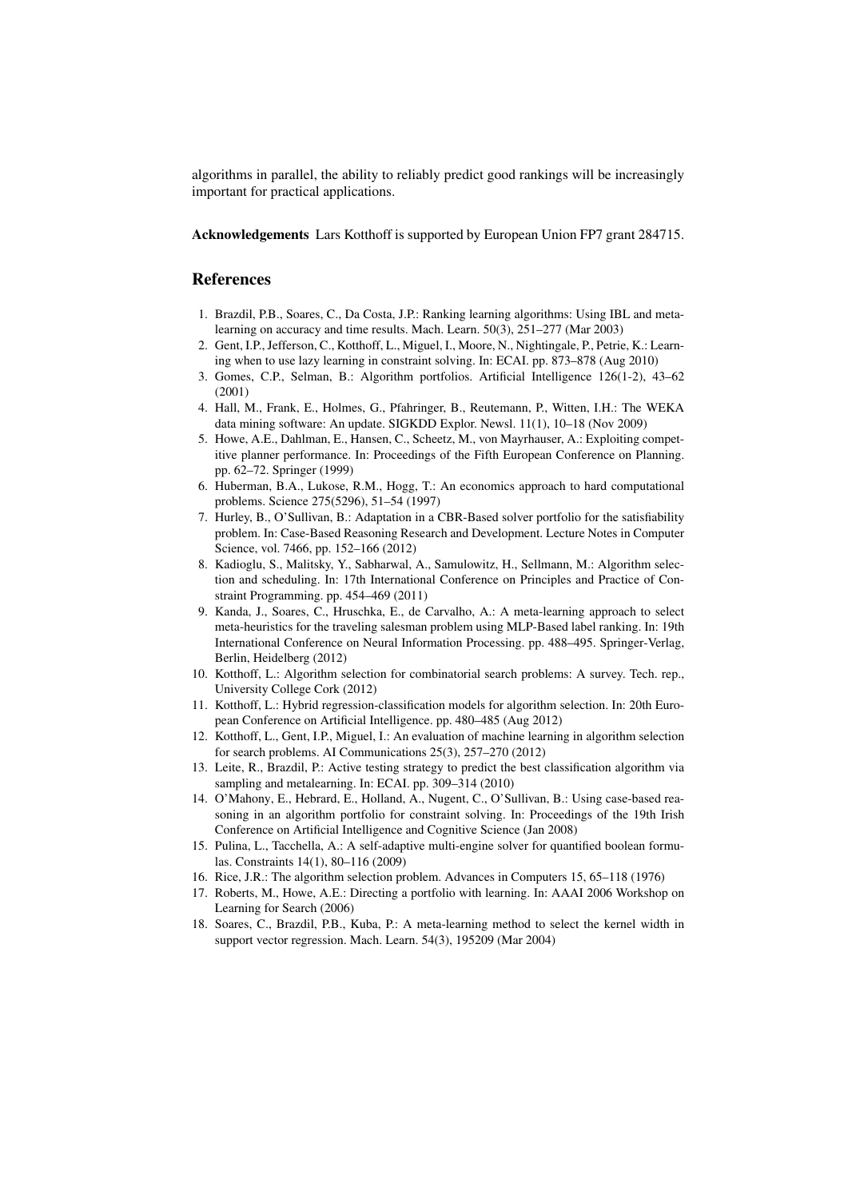algorithms in parallel, the ability to reliably predict good rankings will be increasingly important for practical applications.

**Acknowledgements** Lars Kotthoff is supported by European Union FP7 grant 284715.

## References

1. Brazdil, P.B., Soares, C., Da Costa, J.P.: Ranking learning algorithms: Using IBL and meta-learning on accuracy and time results. Mach. Learn. 50(3), 251–277 (Mar 2003)
2. Gent, I.P., Jefferson, C., Kotthoff, L., Miguel, I., Moore, N., Nightingale, P., Petrie, K.: Learning when to use lazy learning in constraint solving. In: ECAI. pp. 873–878 (Aug 2010)
3. Gomes, C.P., Selman, B.: Algorithm portfolios. Artificial Intelligence 126(1-2), 43–62 (2001)
4. Hall, M., Frank, E., Holmes, G., Pfahringer, B., Reutemann, P., Witten, I.H.: The WEKA data mining software: An update. SIGKDD Explor. Newsl. 11(1), 10–18 (Nov 2009)
5. Howe, A.E., Dahlman, E., Hansen, C., Scheetz, M., von Mayrhauser, A.: Exploiting competitive planner performance. In: Proceedings of the Fifth European Conference on Planning. pp. 62–72. Springer (1999)
6. Huberman, B.A., Lukose, R.M., Hogg, T.: An economics approach to hard computational problems. Science 275(5296), 51–54 (1997)
7. Hurley, B., O'Sullivan, B.: Adaptation in a CBR-Based solver portfolio for the satisfiability problem. In: Case-Based Reasoning Research and Development. Lecture Notes in Computer Science, vol. 7466, pp. 152–166 (2012)
8. Kadioglu, S., Malitsky, Y., Sabharwal, A., Samulowitz, H., Sellmann, M.: Algorithm selection and scheduling. In: 17th International Conference on Principles and Practice of Constraint Programming. pp. 454–469 (2011)
9. Kanda, J., Soares, C., Hruschka, E., de Carvalho, A.: A meta-learning approach to select meta-heuristics for the traveling salesman problem using MLP-Based label ranking. In: 19th International Conference on Neural Information Processing. pp. 488–495. Springer-Verlag, Berlin, Heidelberg (2012)
10. Kotthoff, L.: Algorithm selection for combinatorial search problems: A survey. Tech. rep., University College Cork (2012)
11. Kotthoff, L.: Hybrid regression-classification models for algorithm selection. In: 20th European Conference on Artificial Intelligence. pp. 480–485 (Aug 2012)
12. Kotthoff, L., Gent, I.P., Miguel, I.: An evaluation of machine learning in algorithm selection for search problems. AI Communications 25(3), 257–270 (2012)
13. Leite, R., Brazdil, P.: Active testing strategy to predict the best classification algorithm via sampling and metalearning. In: ECAI. pp. 309–314 (2010)
14. O'Mahony, E., Hebrard, E., Holland, A., Nugent, C., O'Sullivan, B.: Using case-based reasoning in an algorithm portfolio for constraint solving. In: Proceedings of the 19th Irish Conference on Artificial Intelligence and Cognitive Science (Jan 2008)
15. Pulina, L., Tacchella, A.: A self-adaptive multi-engine solver for quantified boolean formulas. Constraints 14(1), 80–116 (2009)
16. Rice, J.R.: The algorithm selection problem. Advances in Computers 15, 65–118 (1976)
17. Roberts, M., Howe, A.E.: Directing a portfolio with learning. In: AAAI 2006 Workshop on Learning for Search (2006)
18. Soares, C., Brazdil, P.B., Kuba, P.: A meta-learning method to select the kernel width in support vector regression. Mach. Learn. 54(3), 195209 (Mar 2004)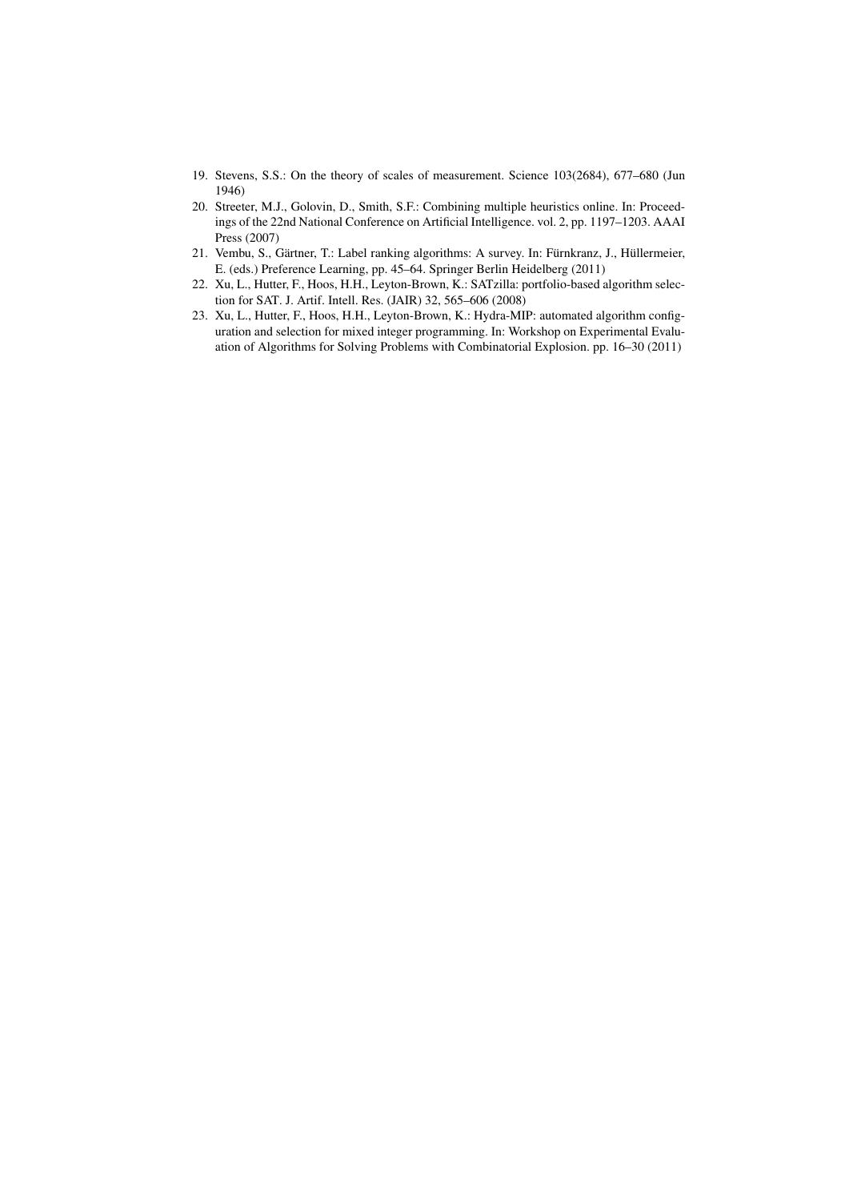19. Stevens, S.S.: On the theory of scales of measurement. Science 103(2684), 677–680 (Jun 1946)
20. Streeter, M.J., Golovin, D., Smith, S.F.: Combining multiple heuristics online. In: Proceedings of the 22nd National Conference on Artificial Intelligence. vol. 2, pp. 1197–1203. AAAI Press (2007)
21. Vembu, S., Gärtner, T.: Label ranking algorithms: A survey. In: Fürnkranz, J., Hüllermeier, E. (eds.) Preference Learning, pp. 45–64. Springer Berlin Heidelberg (2011)
22. Xu, L., Hutter, F., Hoos, H.H., Leyton-Brown, K.: SATzilla: portfolio-based algorithm selection for SAT. J. Artif. Intell. Res. (JAIR) 32, 565–606 (2008)
23. Xu, L., Hutter, F., Hoos, H.H., Leyton-Brown, K.: Hydra-MIP: automated algorithm configuration and selection for mixed integer programming. In: Workshop on Experimental Evaluation of Algorithms for Solving Problems with Combinatorial Explosion. pp. 16–30 (2011)